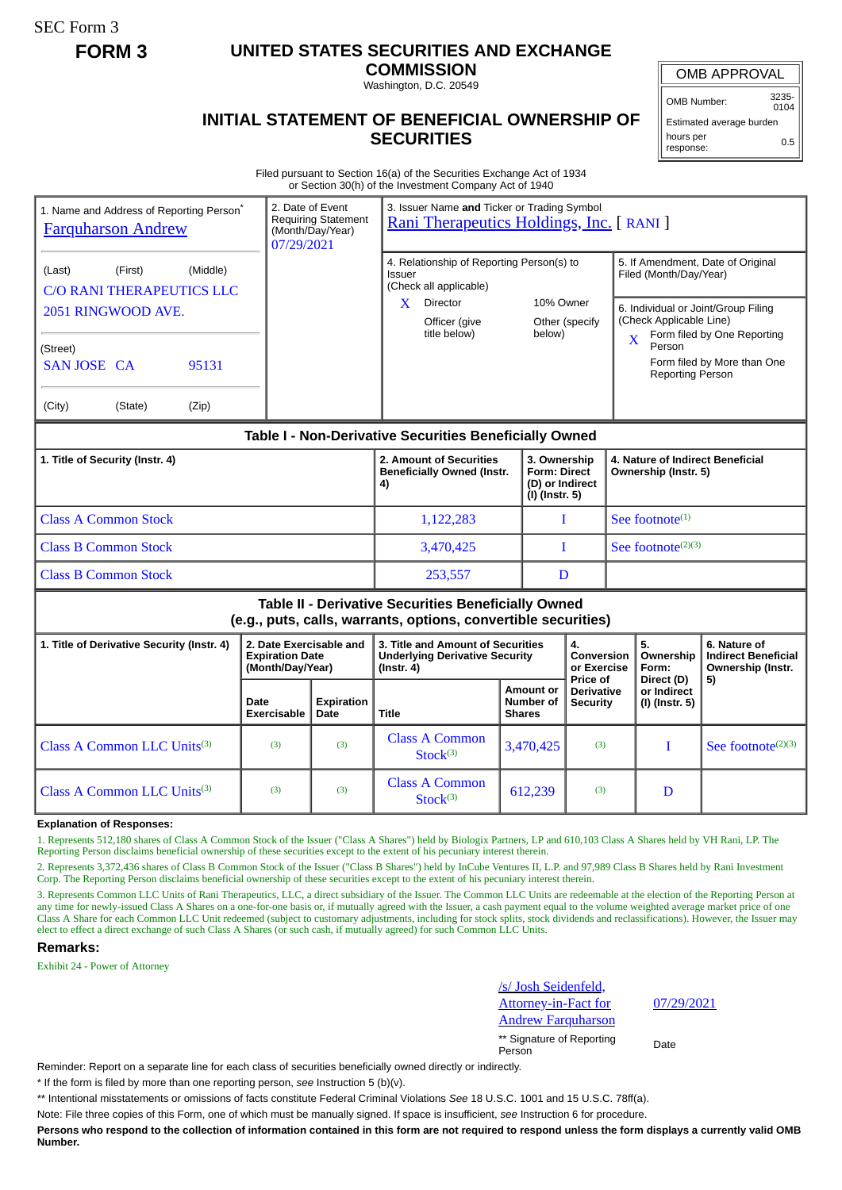SEC Form 3

**FORM 3**

# UNITED STATES SECURITIES AND EXCHANGE COMMISSION

Washington, D.C. 20549

## INITIAL STATEMENT OF BENEFICIAL OWNERSHIP OF SECURITIES

| OMB APPROVAL | |
|---|---|
| OMB Number: | 3235-0104 |
| Estimated average burden | |
| hours per response: | 0.5 |

Filed pursuant to Section 16(a) of the Securities Exchange Act of 1934
or Section 30(h) of the Investment Company Act of 1940

1. Name and Address of Reporting Person*
Farquharson Andrew

(Last) (First) (Middle)
C/O RANI THERAPEUTICS LLC
2051 RINGWOOD AVE.

(Street)
SAN JOSE CA 95131

(City) (State) (Zip)

2. Date of Event Requiring Statement (Month/Day/Year)
07/29/2021

3. Issuer Name **and** Ticker or Trading Symbol
Rani Therapeutics Holdings, Inc. [ RANI ]

4. Relationship of Reporting Person(s) to Issuer (Check all applicable)
X Director
10% Owner
Officer (give title below)
Other (specify below)

5. If Amendment, Date of Original Filed (Month/Day/Year)

6. Individual or Joint/Group Filing (Check Applicable Line)
X Form filed by One Reporting Person
Form filed by More than One Reporting Person

| Table I - Non-Derivative Securities Beneficially Owned | | | |
|---|---|---|---|
| 1. Title of Security (Instr. 4) | 2. Amount of Securities Beneficially Owned (Instr. 4) | 3. Ownership Form: Direct (D) or Indirect (I) (Instr. 5) | 4. Nature of Indirect Beneficial Ownership (Instr. 5) |
| Class A Common Stock | 1,122,283 | I | See footnote[1] |
| Class B Common Stock | 3,470,425 | I | See footnote[2][3] |
| Class B Common Stock | 253,557 | D | |

| Table II - Derivative Securities Beneficially Owned (e.g., puts, calls, warrants, options, convertible securities) | | | | | | | |
|---|---|---|---|---|---|---|---|
| 1. Title of Derivative Security (Instr. 4) | 2. Date Exercisable and Expiration Date (Month/Day/Year) | | 3. Title and Amount of Securities Underlying Derivative Security (Instr. 4) | | 4. Conversion or Exercise Price of Derivative Security | 5. Ownership Form: Direct (D) or Indirect (I) (Instr. 5) | 6. Nature of Indirect Beneficial Ownership (Instr. 5) |
| | Date Exercisable | Expiration Date | Title | Amount or Number of Shares | | | |
| Class A Common LLC Units[3] | [3] | [3] | Class A Common Stock[3] | 3,470,425 | [3] | I | See footnote[2][3] |
| Class A Common LLC Units[3] | [3] | [3] | Class A Common Stock[3] | 612,239 | [3] | D | |

**Explanation of Responses:**

1. Represents 512,180 shares of Class A Common Stock of the Issuer ("Class A Shares") held by Biologix Partners, LP and 610,103 Class A Shares held by VH Rani, LP. The Reporting Person disclaims beneficial ownership of these securities except to the extent of his pecuniary interest therein.

2. Represents 3,372,436 shares of Class B Common Stock of the Issuer ("Class B Shares") held by InCube Ventures II, L.P. and 97,989 Class B Shares held by Rani Investment Corp. The Reporting Person disclaims beneficial ownership of these securities except to the extent of his pecuniary interest therein.

3. Represents Common LLC Units of Rani Therapeutics, LLC, a direct subsidiary of the Issuer. The Common LLC Units are redeemable at the election of the Reporting Person at any time for newly-issued Class A Shares on a one-for-one basis or, if mutually agreed with the Issuer, a cash payment equal to the volume weighted average market price of one Class A Share for each Common LLC Unit redeemed (subject to customary adjustments, including for stock splits, stock dividends and reclassifications). However, the Issuer may elect to effect a direct exchange of such Class A Shares (or such cash, if mutually agreed) for such Common LLC Units.

**Remarks:**

Exhibit 24 - Power of Attorney

/s/ Josh Seidenfeld, Attorney-in-Fact for Andrew Farquharson — 07/29/2021

** Signature of Reporting Person — Date

Reminder: Report on a separate line for each class of securities beneficially owned directly or indirectly.

* If the form is filed by more than one reporting person, *see* Instruction 5 (b)(v).

** Intentional misstatements or omissions of facts constitute Federal Criminal Violations *See* 18 U.S.C. 1001 and 15 U.S.C. 78ff(a).

Note: File three copies of this Form, one of which must be manually signed. If space is insufficient, *see* Instruction 6 for procedure.

**Persons who respond to the collection of information contained in this form are not required to respond unless the form displays a currently valid OMB Number.**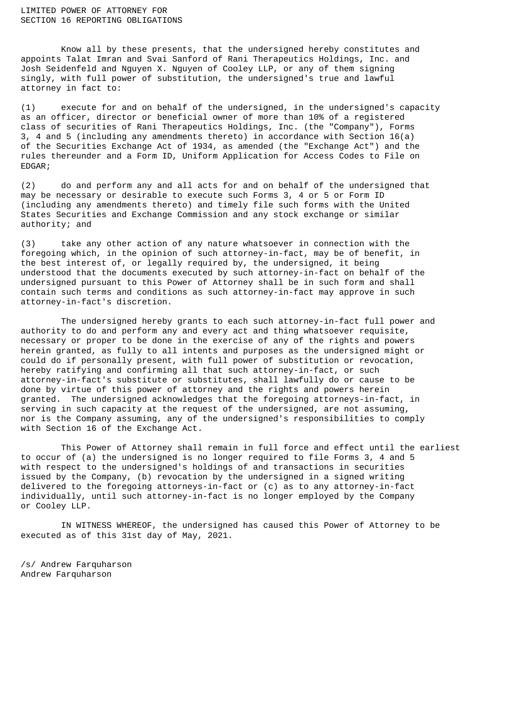# LIMITED POWER OF ATTORNEY FOR SECTION 16 REPORTING OBLIGATIONS

Know all by these presents, that the undersigned hereby constitutes and appoints Talat Imran and Svai Sanford of Rani Therapeutics Holdings, Inc. and Josh Seidenfeld and Nguyen X. Nguyen of Cooley LLP, or any of them signing singly, with full power of substitution, the undersigned's true and lawful attorney in fact to:

(1) execute for and on behalf of the undersigned, in the undersigned's capacity as an officer, director or beneficial owner of more than 10% of a registered class of securities of Rani Therapeutics Holdings, Inc. (the "Company"), Forms 3, 4 and 5 (including any amendments thereto) in accordance with Section 16(a) of the Securities Exchange Act of 1934, as amended (the "Exchange Act") and the rules thereunder and a Form ID, Uniform Application for Access Codes to File on EDGAR;

(2) do and perform any and all acts for and on behalf of the undersigned that may be necessary or desirable to execute such Forms 3, 4 or 5 or Form ID (including any amendments thereto) and timely file such forms with the United States Securities and Exchange Commission and any stock exchange or similar authority; and

(3) take any other action of any nature whatsoever in connection with the foregoing which, in the opinion of such attorney-in-fact, may be of benefit, in the best interest of, or legally required by, the undersigned, it being understood that the documents executed by such attorney-in-fact on behalf of the undersigned pursuant to this Power of Attorney shall be in such form and shall contain such terms and conditions as such attorney-in-fact may approve in such attorney-in-fact's discretion.

The undersigned hereby grants to each such attorney-in-fact full power and authority to do and perform any and every act and thing whatsoever requisite, necessary or proper to be done in the exercise of any of the rights and powers herein granted, as fully to all intents and purposes as the undersigned might or could do if personally present, with full power of substitution or revocation, hereby ratifying and confirming all that such attorney-in-fact, or such attorney-in-fact's substitute or substitutes, shall lawfully do or cause to be done by virtue of this power of attorney and the rights and powers herein granted. The undersigned acknowledges that the foregoing attorneys-in-fact, in serving in such capacity at the request of the undersigned, are not assuming, nor is the Company assuming, any of the undersigned's responsibilities to comply with Section 16 of the Exchange Act.

This Power of Attorney shall remain in full force and effect until the earliest to occur of (a) the undersigned is no longer required to file Forms 3, 4 and 5 with respect to the undersigned's holdings of and transactions in securities issued by the Company, (b) revocation by the undersigned in a signed writing delivered to the foregoing attorneys-in-fact or (c) as to any attorney-in-fact individually, until such attorney-in-fact is no longer employed by the Company or Cooley LLP.

IN WITNESS WHEREOF, the undersigned has caused this Power of Attorney to be executed as of this 31st day of May, 2021.

/s/ Andrew Farquharson
Andrew Farquharson